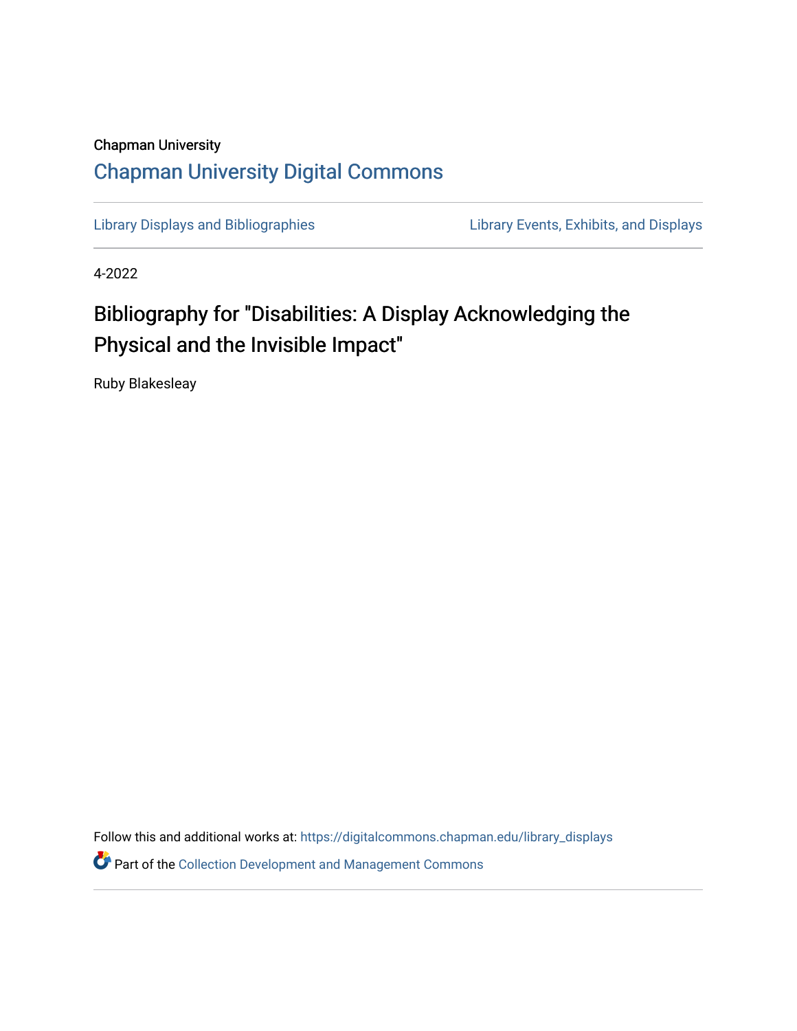Chapman University

## Chapman University Digital Commons

Library Displays and Bibliographies

Library Events, Exhibits, and Displays

4-2022

# Bibliography for "Disabilities: A Display Acknowledging the Physical and the Invisible Impact"

Ruby Blakesleay

Follow this and additional works at: https://digitalcommons.chapman.edu/library_displays

Part of the Collection Development and Management Commons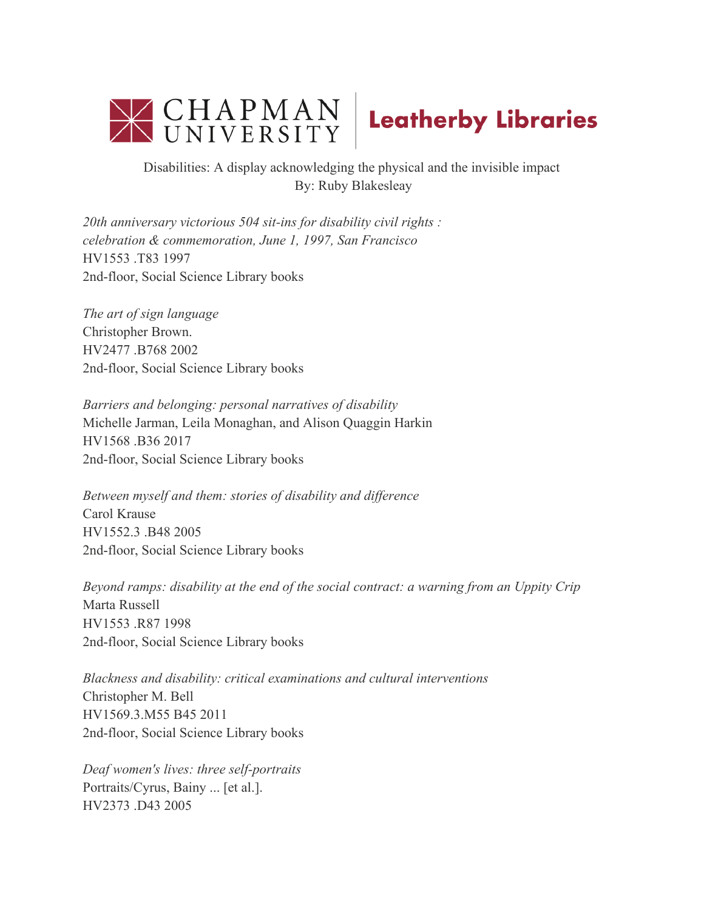CHAPMAN UNIVERSITY | Leatherby Libraries

Disabilities: A display acknowledging the physical and the invisible impact
By: Ruby Blakesleay

*20th anniversary victorious 504 sit-ins for disability civil rights : celebration & commemoration, June 1, 1997, San Francisco*
HV1553 .T83 1997
2nd-floor, Social Science Library books

*The art of sign language*
Christopher Brown.
HV2477 .B768 2002
2nd-floor, Social Science Library books

*Barriers and belonging: personal narratives of disability*
Michelle Jarman, Leila Monaghan, and Alison Quaggin Harkin
HV1568 .B36 2017
2nd-floor, Social Science Library books

*Between myself and them: stories of disability and difference*
Carol Krause
HV1552.3 .B48 2005
2nd-floor, Social Science Library books

*Beyond ramps: disability at the end of the social contract: a warning from an Uppity Crip*
Marta Russell
HV1553 .R87 1998
2nd-floor, Social Science Library books

*Blackness and disability: critical examinations and cultural interventions*
Christopher M. Bell
HV1569.3.M55 B45 2011
2nd-floor, Social Science Library books

*Deaf women's lives: three self-portraits*
Portraits/Cyrus, Bainy ... [et al.].
HV2373 .D43 2005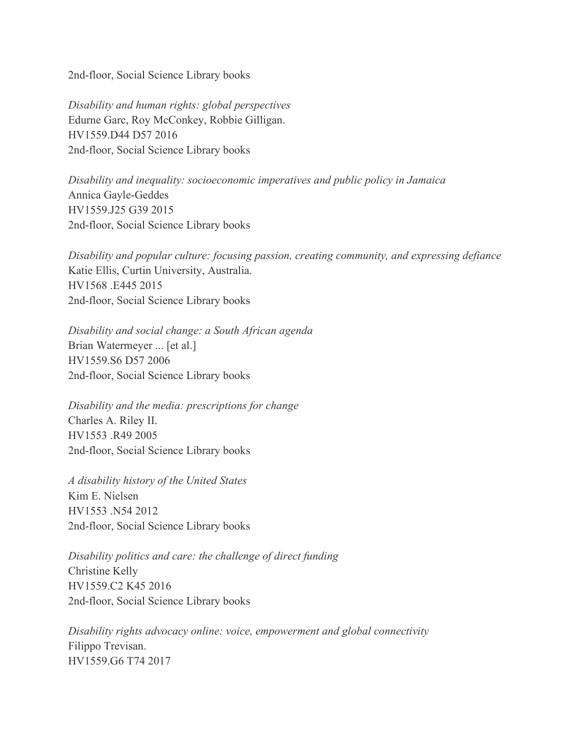2nd-floor, Social Science Library books

*Disability and human rights: global perspectives*
Edurne Garc, Roy McConkey, Robbie Gilligan.
HV1559.D44 D57 2016
2nd-floor, Social Science Library books

*Disability and inequality: socioeconomic imperatives and public policy in Jamaica*
Annica Gayle-Geddes
HV1559.J25 G39 2015
2nd-floor, Social Science Library books

*Disability and popular culture: focusing passion, creating community, and expressing defiance*
Katie Ellis, Curtin University, Australia.
HV1568 .E445 2015
2nd-floor, Social Science Library books

*Disability and social change: a South African agenda*
Brian Watermeyer ... [et al.]
HV1559.S6 D57 2006
2nd-floor, Social Science Library books

*Disability and the media: prescriptions for change*
Charles A. Riley II.
HV1553 .R49 2005
2nd-floor, Social Science Library books

*A disability history of the United States*
Kim E. Nielsen
HV1553 .N54 2012
2nd-floor, Social Science Library books

*Disability politics and care: the challenge of direct funding*
Christine Kelly
HV1559.C2 K45 2016
2nd-floor, Social Science Library books

*Disability rights advocacy online: voice, empowerment and global connectivity*
Filippo Trevisan.
HV1559.G6 T74 2017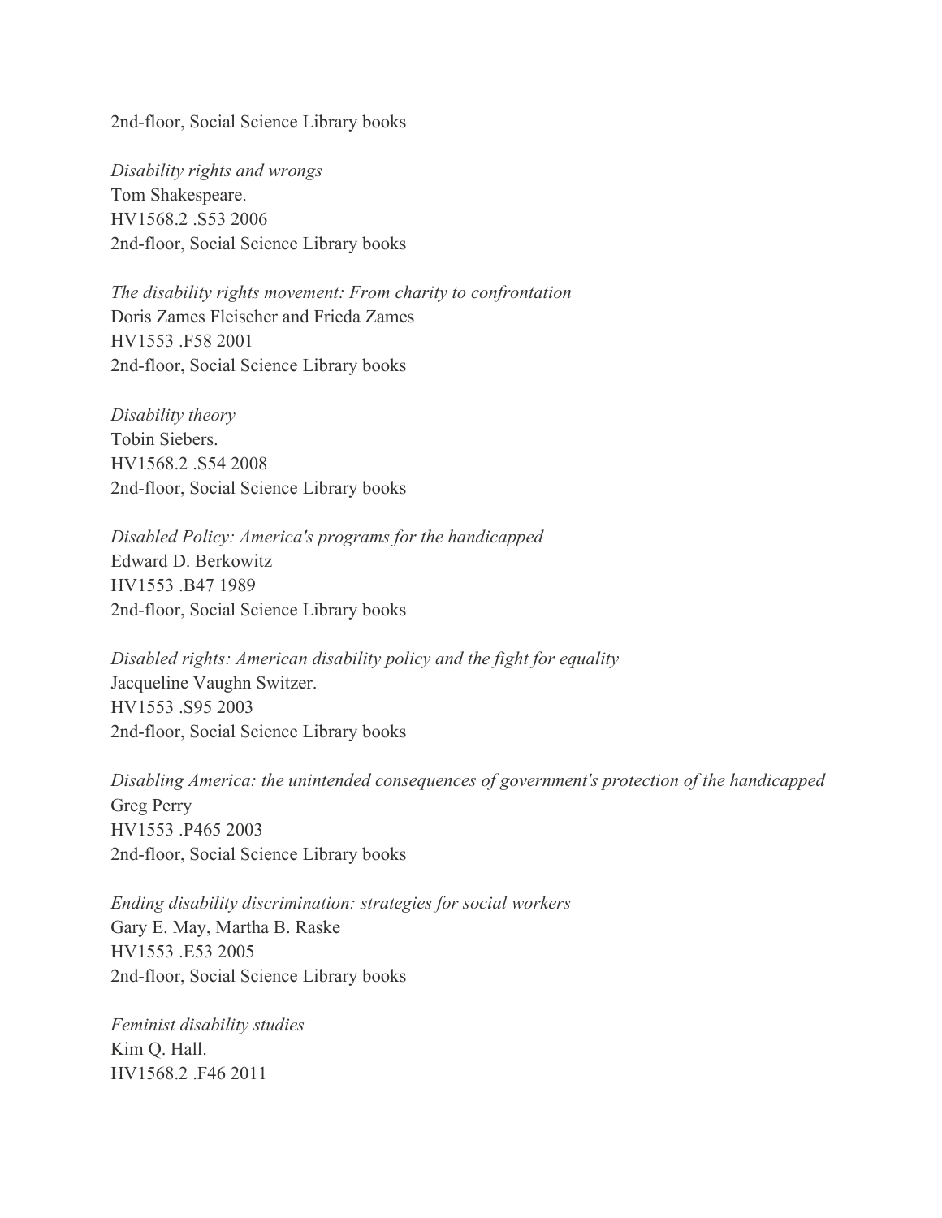2nd-floor, Social Science Library books

*Disability rights and wrongs*
Tom Shakespeare.
HV1568.2 .S53 2006
2nd-floor, Social Science Library books

*The disability rights movement: From charity to confrontation*
Doris Zames Fleischer and Frieda Zames
HV1553 .F58 2001
2nd-floor, Social Science Library books

*Disability theory*
Tobin Siebers.
HV1568.2 .S54 2008
2nd-floor, Social Science Library books

*Disabled Policy: America's programs for the handicapped*
Edward D. Berkowitz
HV1553 .B47 1989
2nd-floor, Social Science Library books

*Disabled rights: American disability policy and the fight for equality*
Jacqueline Vaughn Switzer.
HV1553 .S95 2003
2nd-floor, Social Science Library books

*Disabling America: the unintended consequences of government's protection of the handicapped*
Greg Perry
HV1553 .P465 2003
2nd-floor, Social Science Library books

*Ending disability discrimination: strategies for social workers*
Gary E. May, Martha B. Raske
HV1553 .E53 2005
2nd-floor, Social Science Library books

*Feminist disability studies*
Kim Q. Hall.
HV1568.2 .F46 2011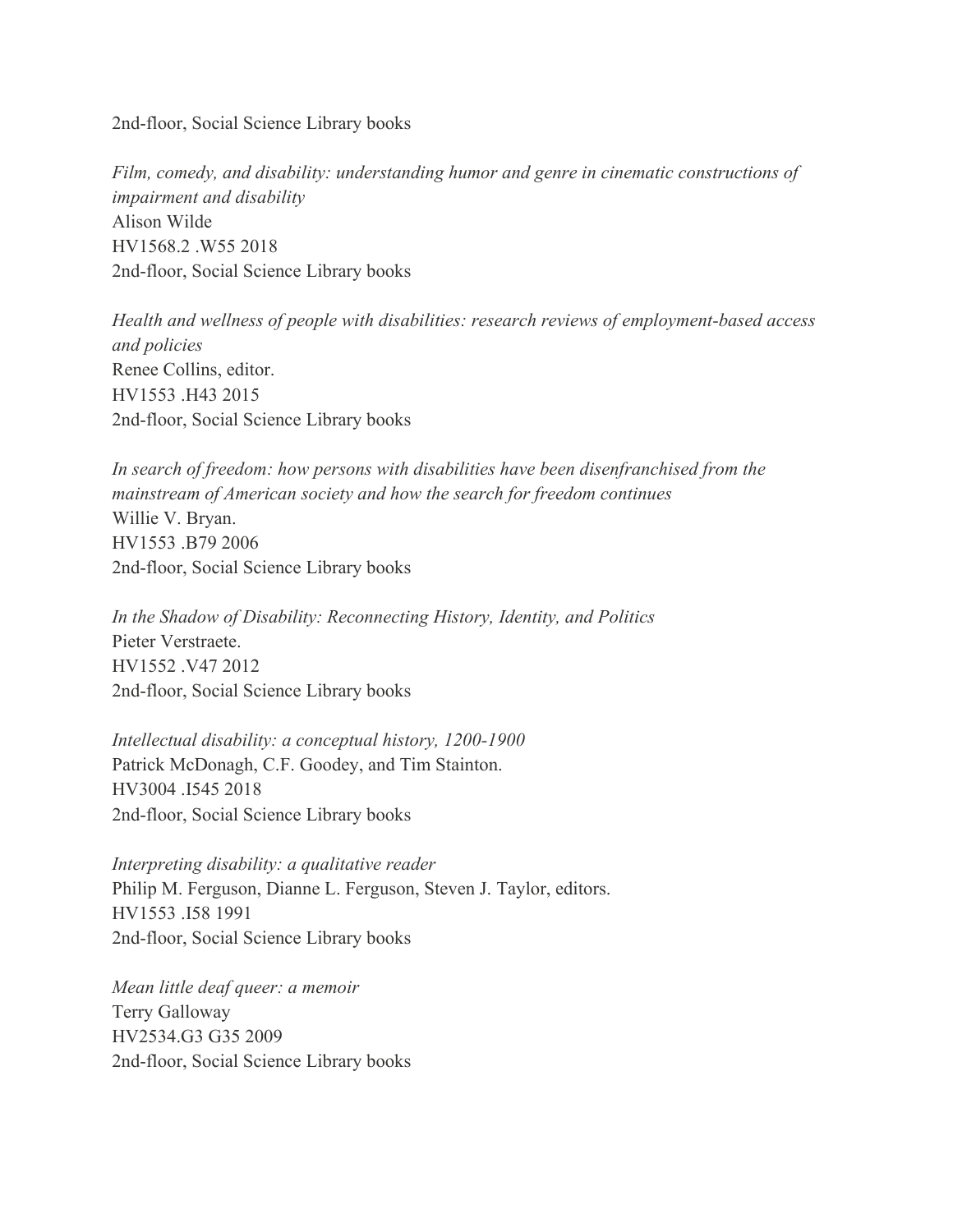2nd-floor, Social Science Library books

*Film, comedy, and disability: understanding humor and genre in cinematic constructions of impairment and disability*
Alison Wilde
HV1568.2 .W55 2018
2nd-floor, Social Science Library books

*Health and wellness of people with disabilities: research reviews of employment-based access and policies*
Renee Collins, editor.
HV1553 .H43 2015
2nd-floor, Social Science Library books

*In search of freedom: how persons with disabilities have been disenfranchised from the mainstream of American society and how the search for freedom continues*
Willie V. Bryan.
HV1553 .B79 2006
2nd-floor, Social Science Library books

*In the Shadow of Disability: Reconnecting History, Identity, and Politics*
Pieter Verstraete.
HV1552 .V47 2012
2nd-floor, Social Science Library books

*Intellectual disability: a conceptual history, 1200-1900*
Patrick McDonagh, C.F. Goodey, and Tim Stainton.
HV3004 .I545 2018
2nd-floor, Social Science Library books

*Interpreting disability: a qualitative reader*
Philip M. Ferguson, Dianne L. Ferguson, Steven J. Taylor, editors.
HV1553 .I58 1991
2nd-floor, Social Science Library books

*Mean little deaf queer: a memoir*
Terry Galloway
HV2534.G3 G35 2009
2nd-floor, Social Science Library books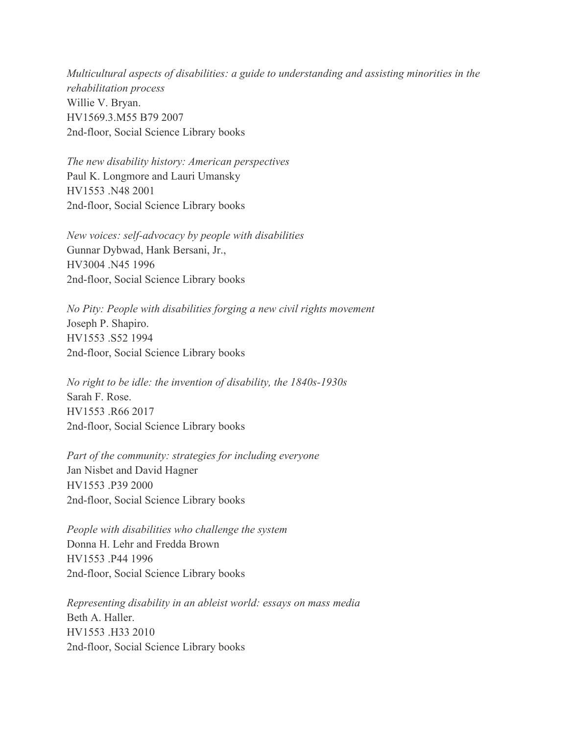*Multicultural aspects of disabilities: a guide to understanding and assisting minorities in the rehabilitation process*
Willie V. Bryan.
HV1569.3.M55 B79 2007
2nd-floor, Social Science Library books

*The new disability history: American perspectives*
Paul K. Longmore and Lauri Umansky
HV1553 .N48 2001
2nd-floor, Social Science Library books

*New voices: self-advocacy by people with disabilities*
Gunnar Dybwad, Hank Bersani, Jr.,
HV3004 .N45 1996
2nd-floor, Social Science Library books

*No Pity: People with disabilities forging a new civil rights movement*
Joseph P. Shapiro.
HV1553 .S52 1994
2nd-floor, Social Science Library books

*No right to be idle: the invention of disability, the 1840s-1930s*
Sarah F. Rose.
HV1553 .R66 2017
2nd-floor, Social Science Library books

*Part of the community: strategies for including everyone*
Jan Nisbet and David Hagner
HV1553 .P39 2000
2nd-floor, Social Science Library books

*People with disabilities who challenge the system*
Donna H. Lehr and Fredda Brown
HV1553 .P44 1996
2nd-floor, Social Science Library books

*Representing disability in an ableist world: essays on mass media*
Beth A. Haller.
HV1553 .H33 2010
2nd-floor, Social Science Library books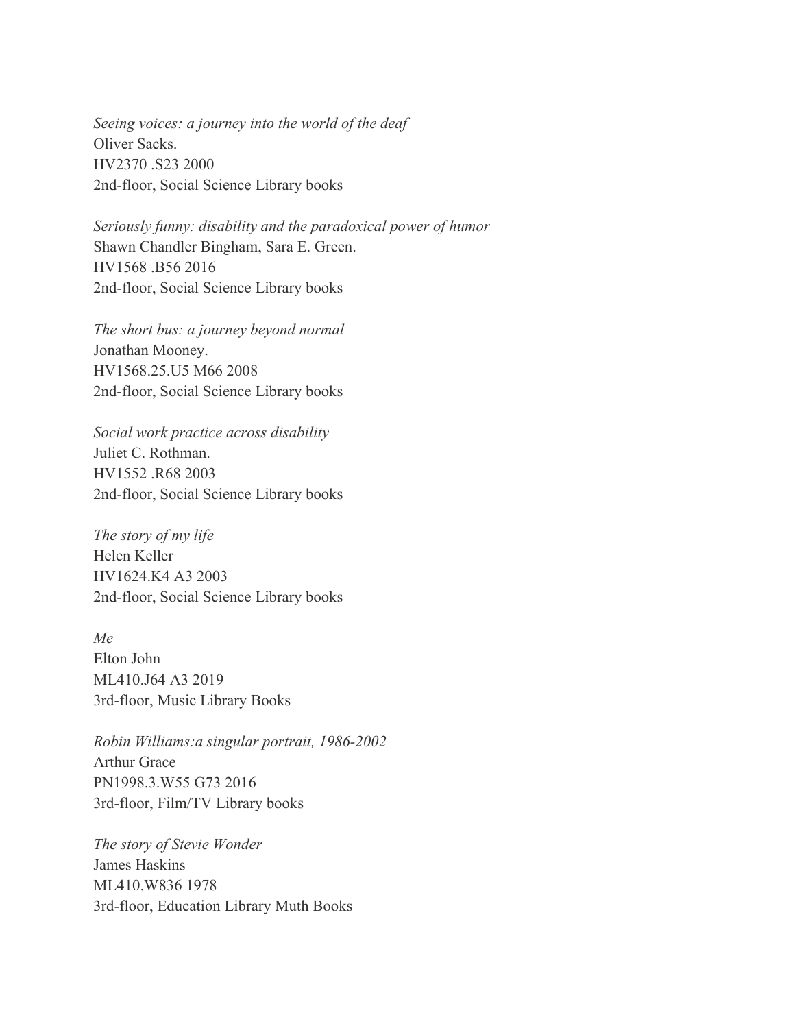*Seeing voices: a journey into the world of the deaf*  
Oliver Sacks.  
HV2370 .S23 2000  
2nd-floor, Social Science Library books

*Seriously funny: disability and the paradoxical power of humor*  
Shawn Chandler Bingham, Sara E. Green.  
HV1568 .B56 2016  
2nd-floor, Social Science Library books

*The short bus: a journey beyond normal*  
Jonathan Mooney.  
HV1568.25.U5 M66 2008  
2nd-floor, Social Science Library books

*Social work practice across disability*  
Juliet C. Rothman.  
HV1552 .R68 2003  
2nd-floor, Social Science Library books

*The story of my life*  
Helen Keller  
HV1624.K4 A3 2003  
2nd-floor, Social Science Library books

*Me*  
Elton John  
ML410.J64 A3 2019  
3rd-floor, Music Library Books

*Robin Williams:a singular portrait, 1986-2002*  
Arthur Grace  
PN1998.3.W55 G73 2016  
3rd-floor, Film/TV Library books

*The story of Stevie Wonder*  
James Haskins  
ML410.W836 1978  
3rd-floor, Education Library Muth Books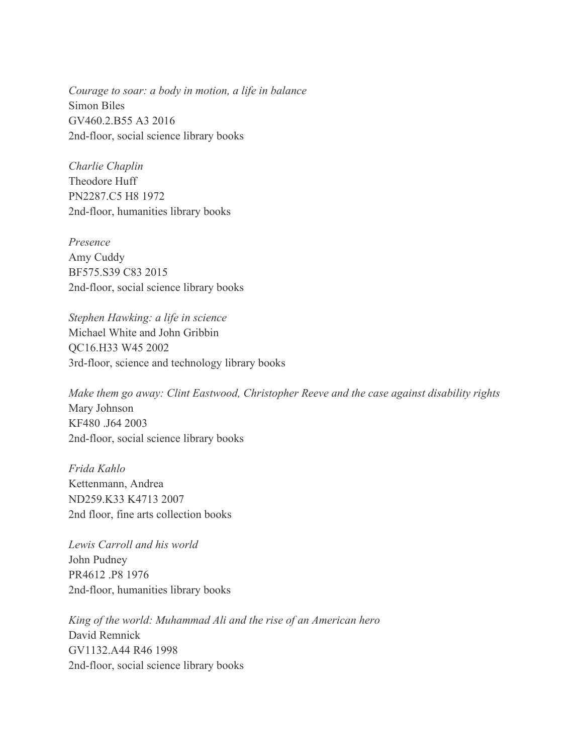*Courage to soar: a body in motion, a life in balance*
Simon Biles
GV460.2.B55 A3 2016
2nd-floor, social science library books

*Charlie Chaplin*
Theodore Huff
PN2287.C5 H8 1972
2nd-floor, humanities library books

*Presence*
Amy Cuddy
BF575.S39 C83 2015
2nd-floor, social science library books

*Stephen Hawking: a life in science*
Michael White and John Gribbin
QC16.H33 W45 2002
3rd-floor, science and technology library books

*Make them go away: Clint Eastwood, Christopher Reeve and the case against disability rights*
Mary Johnson
KF480 .J64 2003
2nd-floor, social science library books

*Frida Kahlo*
Kettenmann, Andrea
ND259.K33 K4713 2007
2nd floor, fine arts collection books

*Lewis Carroll and his world*
John Pudney
PR4612 .P8 1976
2nd-floor, humanities library books

*King of the world: Muhammad Ali and the rise of an American hero*
David Remnick
GV1132.A44 R46 1998
2nd-floor, social science library books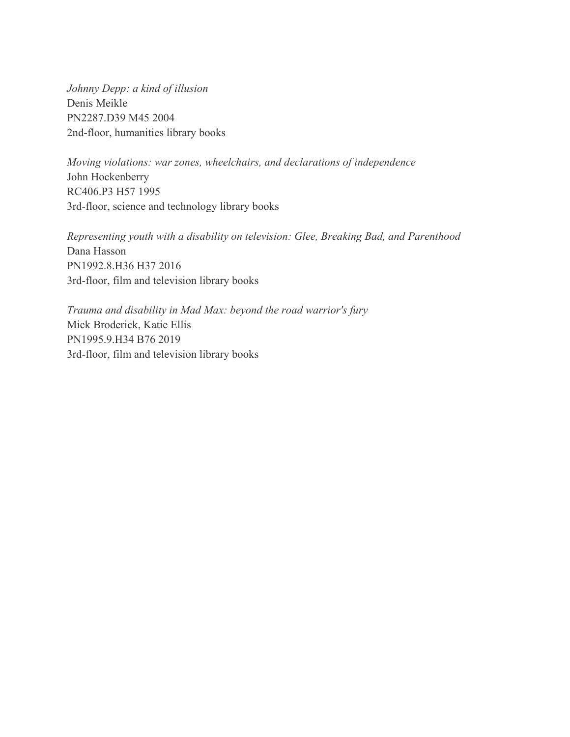*Johnny Depp: a kind of illusion*
Denis Meikle
PN2287.D39 M45 2004
2nd-floor, humanities library books

*Moving violations: war zones, wheelchairs, and declarations of independence*
John Hockenberry
RC406.P3 H57 1995
3rd-floor, science and technology library books

*Representing youth with a disability on television: Glee, Breaking Bad, and Parenthood*
Dana Hasson
PN1992.8.H36 H37 2016
3rd-floor, film and television library books

*Trauma and disability in Mad Max: beyond the road warrior's fury*
Mick Broderick, Katie Ellis
PN1995.9.H34 B76 2019
3rd-floor, film and television library books